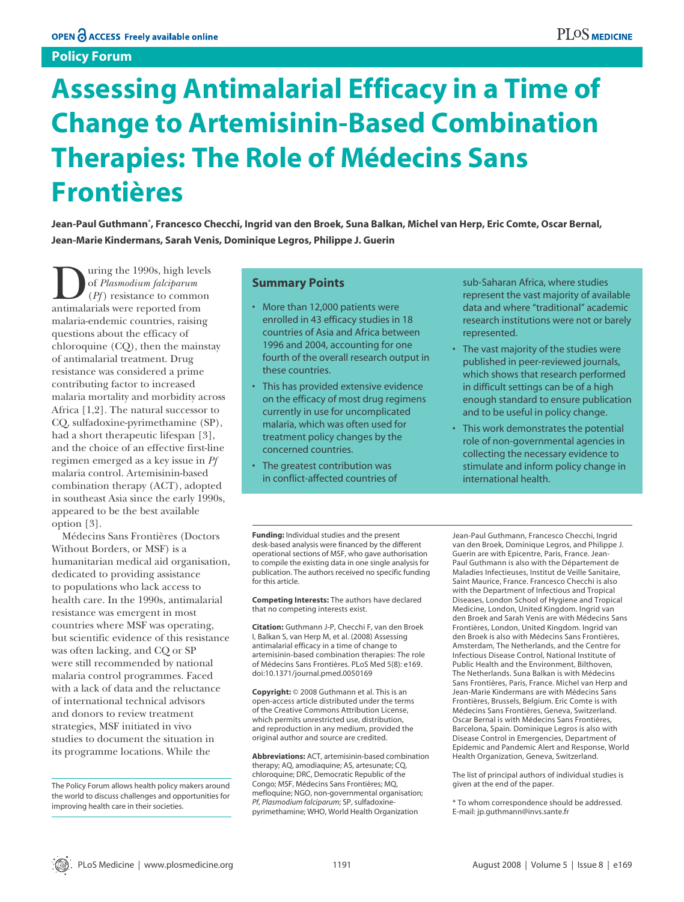Policy Forum

# Assessing Antimalarial Efficacy in a Time of Change to Artemisinin-Based Combination Therapies: The Role of Médecins Sans Frontières

**Jean-Paul Guthmann*, Francesco Checchi, Ingrid van den Broek, Suna Balkan, Michel van Herp, Eric Comte, Oscar Bernal, Jean-Marie Kindermans, Sarah Venis, Dominique Legros, Philippe J. Guerin**

During the 1990s, high levels of *Plasmodium falciparum* (*Pf*) resistance to common antimalarials were reported from malaria-endemic countries, raising questions about the efficacy of chloroquine (CQ), then the mainstay of antimalarial treatment. Drug resistance was considered a prime contributing factor to increased malaria mortality and morbidity across Africa [1,2]. The natural successor to CQ, sulfadoxine-pyrimethamine (SP), had a short therapeutic lifespan [3], and the choice of an effective first-line regimen emerged as a key issue in *Pf* malaria control. Artemisinin-based combination therapy (ACT), adopted in southeast Asia since the early 1990s, appeared to be the best available option [3].

Médecins Sans Frontières (Doctors Without Borders, or MSF) is a humanitarian medical aid organisation, dedicated to providing assistance to populations who lack access to health care. In the 1990s, antimalarial resistance was emergent in most countries where MSF was operating, but scientific evidence of this resistance was often lacking, and CQ or SP were still recommended by national malaria control programmes. Faced with a lack of data and the reluctance of international technical advisors and donors to review treatment strategies, MSF initiated in vivo studies to document the situation in its programme locations. While the

## Summary Points

- More than 12,000 patients were enrolled in 43 efficacy studies in 18 countries of Asia and Africa between 1996 and 2004, accounting for one fourth of the overall research output in these countries.
- This has provided extensive evidence on the efficacy of most drug regimens currently in use for uncomplicated malaria, which was often used for treatment policy changes by the concerned countries.
- The greatest contribution was in conflict-affected countries of sub-Saharan Africa, where studies represent the vast majority of available data and where "traditional" academic research institutions were not or barely represented.
- The vast majority of the studies were published in peer-reviewed journals, which shows that research performed in difficult settings can be of a high enough standard to ensure publication and to be useful in policy change.
- This work demonstrates the potential role of non-governmental agencies in collecting the necessary evidence to stimulate and inform policy change in international health.

The Policy Forum allows health policy makers around the world to discuss challenges and opportunities for improving health care in their societies.

**Funding:** Individual studies and the present desk-based analysis were financed by the different operational sections of MSF, who gave authorisation to compile the existing data in one single analysis for publication. The authors received no specific funding for this article.

**Competing Interests:** The authors have declared that no competing interests exist.

**Citation:** Guthmann J-P, Checchi F, van den Broek I, Balkan S, van Herp M, et al. (2008) Assessing antimalarial efficacy in a time of change to artemisinin-based combination therapies: The role of Médecins Sans Frontières. PLoS Med 5(8): e169. doi:10.1371/journal.pmed.0050169

**Copyright:** © 2008 Guthmann et al. This is an open-access article distributed under the terms of the Creative Commons Attribution License, which permits unrestricted use, distribution, and reproduction in any medium, provided the original author and source are credited.

**Abbreviations:** ACT, artemisinin-based combination therapy; AQ, amodiaquine; AS, artesunate; CQ, chloroquine; DRC, Democratic Republic of the Congo; MSF, Médecins Sans Frontières; MQ, mefloquine; NGO, non-governmental organisation; *Pf*, *Plasmodium falciparum*; SP, sulfadoxine-pyrimethamine; WHO, World Health Organization

Jean-Paul Guthmann, Francesco Checchi, Ingrid van den Broek, Dominique Legros, and Philippe J. Guerin are with Epicentre, Paris, France. Jean-Paul Guthmann is also with the Département de Maladies Infectieuses, Institut de Veille Sanitaire, Saint Maurice, France. Francesco Checchi is also with the Department of Infectious and Tropical Diseases, London School of Hygiene and Tropical Medicine, London, United Kingdom. Ingrid van den Broek and Sarah Venis are with Médecins Sans Frontières, London, United Kingdom. Ingrid van den Broek is also with Médecins Sans Frontières, Amsterdam, The Netherlands, and the Centre for Infectious Disease Control, National Institute of Public Health and the Environment, Bilthoven, The Netherlands. Suna Balkan is with Médecins Sans Frontières, Paris, France. Michel van Herp and Jean-Marie Kindermans are with Médecins Sans Frontières, Brussels, Belgium. Eric Comte is with Médecins Sans Frontières, Geneva, Switzerland. Oscar Bernal is with Médecins Sans Frontières, Barcelona, Spain. Dominique Legros is also with Disease Control in Emergencies, Department of Epidemic and Pandemic Alert and Response, World Health Organization, Geneva, Switzerland.

The list of principal authors of individual studies is given at the end of the paper.

\* To whom correspondence should be addressed. E-mail: jp.guthmann@invs.sante.fr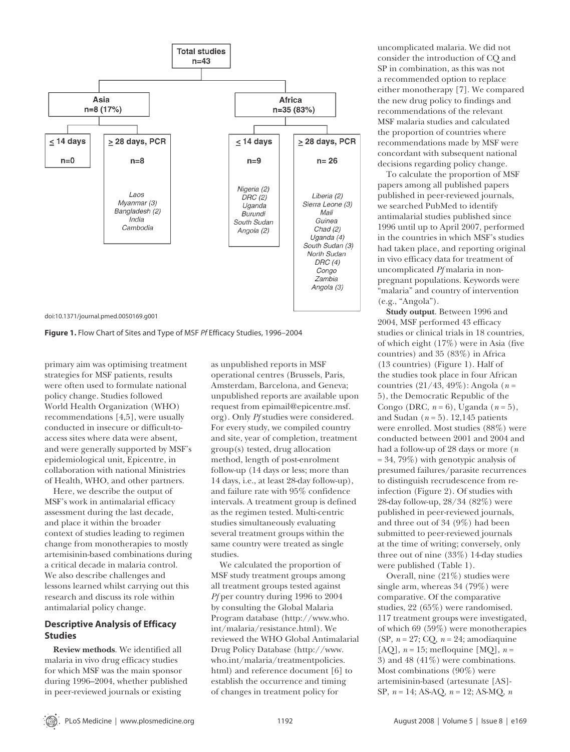Total studies
n=43

| Asia n=8 (17%) | | Africa n=35 (83%) | |
|---|---|---|---|
| ≤ 14 days | ≥ 28 days, PCR | ≤ 14 days | ≥ 28 days, PCR |
| n=0 | n=8 | n=9 | n= 26 |
| | Laos, Myanmar (3), Bangladesh (2), India, Cambodia | Nigeria (2), DRC (2), Uganda, Burundi, South Sudan, Angola (2) | Liberia (2), Sierra Leone (3), Mali, Guinea, Chad (2), Uganda (4), South Sudan (3), North Sudan, DRC (4), Congo, Zambia, Angola (3) |

doi:10.1371/journal.pmed.0050169.g001

**Figure 1.** Flow Chart of Sites and Type of MSF *Pf* Efficacy Studies, 1996–2004

primary aim was optimising treatment strategies for MSF patients, results were often used to formulate national policy change. Studies followed World Health Organization (WHO) recommendations [4,5], were usually conducted in insecure or difficult-to-access sites where data were absent, and were generally supported by MSF's epidemiological unit, Epicentre, in collaboration with national Ministries of Health, WHO, and other partners.

Here, we describe the output of MSF's work in antimalarial efficacy assessment during the last decade, and place it within the broader context of studies leading to regimen change from monotherapies to mostly artemisinin-based combinations during a critical decade in malaria control. We also describe challenges and lessons learned whilst carrying out this research and discuss its role within antimalarial policy change.

## Descriptive Analysis of Efficacy Studies

**Review methods**. We identified all malaria in vivo drug efficacy studies for which MSF was the main sponsor during 1996–2004, whether published in peer-reviewed journals or existing as unpublished reports in MSF operational centres (Brussels, Paris, Amsterdam, Barcelona, and Geneva; unpublished reports are available upon request from epimail@epicentre.msf.org). Only *Pf* studies were considered. For every study, we compiled country and site, year of completion, treatment group(s) tested, drug allocation method, length of post-enrolment follow-up (14 days or less; more than 14 days, i.e., at least 28-day follow-up), and failure rate with 95% confidence intervals. A treatment group is defined as the regimen tested. Multi-centric studies simultaneously evaluating several treatment groups within the same country were treated as single studies.

We calculated the proportion of MSF study treatment groups among all treatment groups tested against *Pf* per country during 1996 to 2004 by consulting the Global Malaria Program database (http://www.who.int/malaria/resistance.html). We reviewed the WHO Global Antimalarial Drug Policy Database (http://www.who.int/malaria/treatmentpolicies.html) and reference document [6] to establish the occurrence and timing of changes in treatment policy for uncomplicated malaria. We did not consider the introduction of CQ and SP in combination, as this was not a recommended option to replace either monotherapy [7]. We compared the new drug policy to findings and recommendations of the relevant MSF malaria studies and calculated the proportion of countries where recommendations made by MSF were concordant with subsequent national decisions regarding policy change.

To calculate the proportion of MSF papers among all published papers published in peer-reviewed journals, we searched PubMed to identify antimalarial studies published since 1996 until up to April 2007, performed in the countries in which MSF's studies had taken place, and reporting original in vivo efficacy data for treatment of uncomplicated *Pf* malaria in non-pregnant populations. Keywords were "malaria" and country of intervention (e.g., "Angola").

**Study output**. Between 1996 and 2004, MSF performed 43 efficacy studies or clinical trials in 18 countries, of which eight (17%) were in Asia (five countries) and 35 (83%) in Africa (13 countries) (Figure 1). Half of the studies took place in four African countries (21/43, 49%): Angola ($n$ = 5), the Democratic Republic of the Congo (DRC, $n$ = 6), Uganda ($n$ = 5), and Sudan ($n$ = 5). 12,145 patients were enrolled. Most studies (88%) were conducted between 2001 and 2004 and had a follow-up of 28 days or more ($n$ = 34, 79%) with genotypic analysis of presumed failures/parasite recurrences to distinguish recrudescence from re-infection (Figure 2). Of studies with 28-day follow-up, 28/34 (82%) were published in peer-reviewed journals, and three out of 34 (9%) had been submitted to peer-reviewed journals at the time of writing; conversely, only three out of nine (33%) 14-day studies were published (Table 1).

Overall, nine (21%) studies were single arm, whereas 34 (79%) were comparative. Of the comparative studies, 22 (65%) were randomised. 117 treatment groups were investigated, of which 69 (59%) were monotherapies (SP, $n$ = 27; CQ, $n$ = 24; amodiaquine [AQ], $n$ = 15; mefloquine [MQ], $n$ = 3) and 48 (41%) were combinations. Most combinations (90%) were artemisinin-based (artesunate [AS]-SP, $n$ = 14; AS-AQ, $n$ = 12; AS-MQ, $n$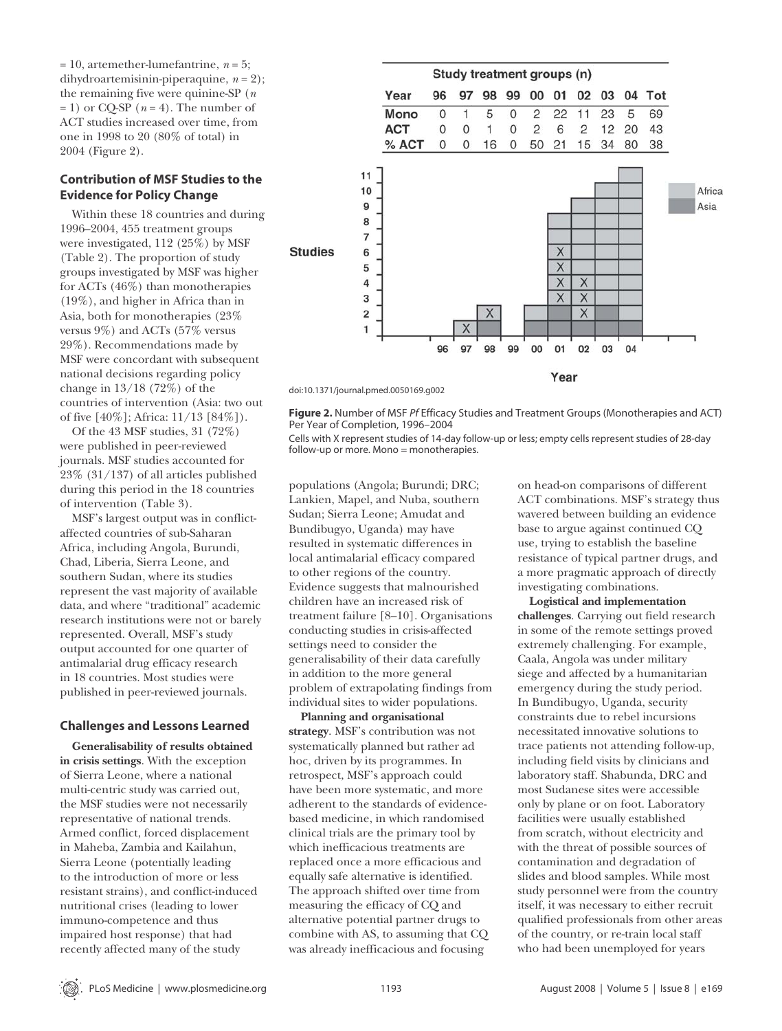= 10, artemether-lumefantrine, $n$ = 5; dihydroartemisinin-piperaquine, $n$ = 2); the remaining five were quinine-SP ($n$ = 1) or CQ-SP ($n$ = 4). The number of ACT studies increased over time, from one in 1998 to 20 (80% of total) in 2004 (Figure 2).

### Contribution of MSF Studies to the Evidence for Policy Change

Within these 18 countries and during 1996–2004, 455 treatment groups were investigated, 112 (25%) by MSF (Table 2). The proportion of study groups investigated by MSF was higher for ACTs (46%) than monotherapies (19%), and higher in Africa than in Asia, both for monotherapies (23% versus 9%) and ACTs (57% versus 29%). Recommendations made by MSF were concordant with subsequent national decisions regarding policy change in 13/18 (72%) of the countries of intervention (Asia: two out of five [40%]; Africa: 11/13 [84%]).

Of the 43 MSF studies, 31 (72%) were published in peer-reviewed journals. MSF studies accounted for 23% (31/137) of all articles published during this period in the 18 countries of intervention (Table 3).

MSF's largest output was in conflict-affected countries of sub-Saharan Africa, including Angola, Burundi, Chad, Liberia, Sierra Leone, and southern Sudan, where its studies represent the vast majority of available data, and where "traditional" academic research institutions were not or barely represented. Overall, MSF's study output accounted for one quarter of antimalarial drug efficacy research in 18 countries. Most studies were published in peer-reviewed journals.

| Study treatment groups (n) | | | | | | | | | | |
|---|---|---|---|---|---|---|---|---|---|---|
| Year | 96 | 97 | 98 | 99 | 00 | 01 | 02 | 03 | 04 | Tot |
| Mono | 0 | 1 | 5 | 0 | 2 | 22 | 11 | 23 | 5 | 69 |
| ACT | 0 | 0 | 1 | 0 | 2 | 6 | 2 | 12 | 20 | 43 |
| % ACT | 0 | 0 | 16 | 0 | 50 | 21 | 15 | 34 | 80 | 38 |

doi:10.1371/journal.pmed.0050169.g002

**Figure 2.** Number of MSF *Pf* Efficacy Studies and Treatment Groups (Monotherapies and ACT) Per Year of Completion, 1996–2004

Cells with X represent studies of 14-day follow-up or less; empty cells represent studies of 28-day follow-up or more. Mono = monotherapies.

### Challenges and Lessons Learned

**Generalisability of results obtained in crisis settings**. With the exception of Sierra Leone, where a national multi-centric study was carried out, the MSF studies were not necessarily representative of national trends. Armed conflict, forced displacement in Maheba, Zambia and Kailahun, Sierra Leone (potentially leading to the introduction of more or less resistant strains), and conflict-induced nutritional crises (leading to lower immuno-competence and thus impaired host response) that had recently affected many of the study populations (Angola; Burundi; DRC; Lankien, Mapel, and Nuba, southern Sudan; Sierra Leone; Amudat and Bundibugyo, Uganda) may have resulted in systematic differences in local antimalarial efficacy compared to other regions of the country. Evidence suggests that malnourished children have an increased risk of treatment failure [8–10]. Organisations conducting studies in crisis-affected settings need to consider the generalisability of their data carefully in addition to the more general problem of extrapolating findings from individual sites to wider populations.

**Planning and organisational strategy**. MSF's contribution was not systematically planned but rather ad hoc, driven by its programmes. In retrospect, MSF's approach could have been more systematic, and more adherent to the standards of evidence-based medicine, in which randomised clinical trials are the primary tool by which inefficacious treatments are replaced once a more efficacious and equally safe alternative is identified. The approach shifted over time from measuring the efficacy of CQ and alternative potential partner drugs to combine with AS, to assuming that CQ was already inefficacious and focusing on head-on comparisons of different ACT combinations. MSF's strategy thus wavered between building an evidence base to argue against continued CQ use, trying to establish the baseline resistance of typical partner drugs, and a more pragmatic approach of directly investigating combinations.

**Logistical and implementation challenges**. Carrying out field research in some of the remote settings proved extremely challenging. For example, Caala, Angola was under military siege and affected by a humanitarian emergency during the study period. In Bundibugyo, Uganda, security constraints due to rebel incursions necessitated innovative solutions to trace patients not attending follow-up, including field visits by clinicians and laboratory staff. Shabunda, DRC and most Sudanese sites were accessible only by plane or on foot. Laboratory facilities were usually established from scratch, without electricity and with the threat of possible sources of contamination and degradation of slides and blood samples. While most study personnel were from the country itself, it was necessary to either recruit qualified professionals from other areas of the country, or re-train local staff who had been unemployed for years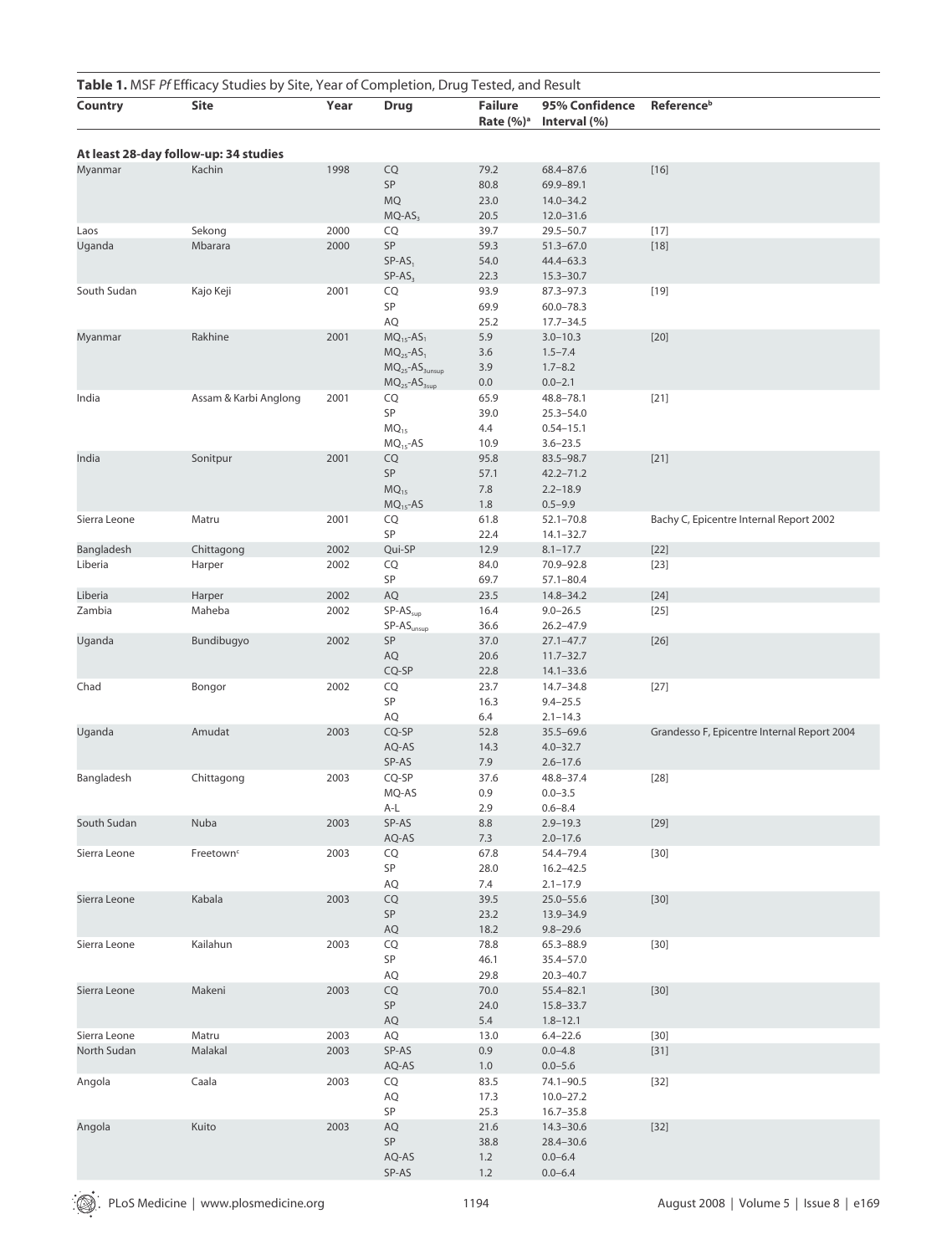**Table 1.** MSF *Pf* Efficacy Studies by Site, Year of Completion, Drug Tested, and Result

| Country | Site | Year | Drug | Failure Rate (%)[a] | 95% Confidence Interval (%) | Reference[b] |
|---|---|---|---|---|---|---|
| **At least 28-day follow-up: 34 studies** | | | | | | |
| Myanmar | Kachin | 1998 | CQ | 79.2 | 68.4–87.6 | [16] |
| | | | SP | 80.8 | 69.9–89.1 | |
| | | | MQ | 23.0 | 14.0–34.2 | |
| | | | $MQ\text{-}AS_3$ | 20.5 | 12.0–31.6 | |
| Laos | Sekong | 2000 | CQ | 39.7 | 29.5–50.7 | [17] |
| Uganda | Mbarara | 2000 | SP | 59.3 | 51.3–67.0 | [18] |
| | | | $SP\text{-}AS_1$ | 54.0 | 44.4–63.3 | |
| | | | $SP\text{-}AS_3$ | 22.3 | 15.3–30.7 | |
| South Sudan | Kajo Keji | 2001 | CQ | 93.9 | 87.3–97.3 | [19] |
| | | | SP | 69.9 | 60.0–78.3 | |
| | | | AQ | 25.2 | 17.7–34.5 | |
| Myanmar | Rakhine | 2001 | $MQ_{15}\text{-}AS_1$ | 5.9 | 3.0–10.3 | [20] |
| | | | $MQ_{25}\text{-}AS_1$ | 3.6 | 1.5–7.4 | |
| | | | $MQ_{25}\text{-}AS_{3unsup}$ | 3.9 | 1.7–8.2 | |
| | | | $MQ_{25}\text{-}AS_{3sup}$ | 0.0 | 0.0–2.1 | |
| India | Assam & Karbi Anglong | 2001 | CQ | 65.9 | 48.8–78.1 | [21] |
| | | | SP | 39.0 | 25.3–54.0 | |
| | | | $MQ_{15}$ | 4.4 | 0.54–15.1 | |
| | | | $MQ_{15}\text{-}AS$ | 10.9 | 3.6–23.5 | |
| India | Sonitpur | 2001 | CQ | 95.8 | 83.5–98.7 | [21] |
| | | | SP | 57.1 | 42.2–71.2 | |
| | | | $MQ_{15}$ | 7.8 | 2.2–18.9 | |
| | | | $MQ_{15}\text{-}AS$ | 1.8 | 0.5–9.9 | |
| Sierra Leone | Matru | 2001 | CQ | 61.8 | 52.1–70.8 | Bachy C, Epicentre Internal Report 2002 |
| | | | SP | 22.4 | 14.1–32.7 | |
| Bangladesh | Chittagong | 2002 | Qui-SP | 12.9 | 8.1–17.7 | [22] |
| Liberia | Harper | 2002 | CQ | 84.0 | 70.9–92.8 | [23] |
| | | | SP | 69.7 | 57.1–80.4 | |
| Liberia | Harper | 2002 | AQ | 23.5 | 14.8–34.2 | [24] |
| Zambia | Maheba | 2002 | $SP\text{-}AS_{sup}$ | 16.4 | 9.0–26.5 | [25] |
| | | | $SP\text{-}AS_{unsup}$ | 36.6 | 26.2–47.9 | |
| Uganda | Bundibugyo | 2002 | SP | 37.0 | 27.1–47.7 | [26] |
| | | | AQ | 20.6 | 11.7–32.7 | |
| | | | CQ-SP | 22.8 | 14.1–33.6 | |
| Chad | Bongor | 2002 | CQ | 23.7 | 14.7–34.8 | [27] |
| | | | SP | 16.3 | 9.4–25.5 | |
| | | | AQ | 6.4 | 2.1–14.3 | |
| Uganda | Amudat | 2003 | CQ-SP | 52.8 | 35.5–69.6 | Grandesso F, Epicentre Internal Report 2004 |
| | | | AQ-AS | 14.3 | 4.0–32.7 | |
| | | | SP-AS | 7.9 | 2.6–17.6 | |
| Bangladesh | Chittagong | 2003 | CQ-SP | 37.6 | 48.8–37.4 | [28] |
| | | | MQ-AS | 0.9 | 0.0–3.5 | |
| | | | A-L | 2.9 | 0.6–8.4 | |
| South Sudan | Nuba | 2003 | SP-AS | 8.8 | 2.9–19.3 | [29] |
| | | | AQ-AS | 7.3 | 2.0–17.6 | |
| Sierra Leone | Freetown[c] | 2003 | CQ | 67.8 | 54.4–79.4 | [30] |
| | | | SP | 28.0 | 16.2–42.5 | |
| | | | AQ | 7.4 | 2.1–17.9 | |
| Sierra Leone | Kabala | 2003 | CQ | 39.5 | 25.0–55.6 | [30] |
| | | | SP | 23.2 | 13.9–34.9 | |
| | | | AQ | 18.2 | 9.8–29.6 | |
| Sierra Leone | Kailahun | 2003 | CQ | 78.8 | 65.3–88.9 | [30] |
| | | | SP | 46.1 | 35.4–57.0 | |
| | | | AQ | 29.8 | 20.3–40.7 | |
| Sierra Leone | Makeni | 2003 | CQ | 70.0 | 55.4–82.1 | [30] |
| | | | SP | 24.0 | 15.8–33.7 | |
| | | | AQ | 5.4 | 1.8–12.1 | |
| Sierra Leone | Matru | 2003 | AQ | 13.0 | 6.4–22.6 | [30] |
| North Sudan | Malakal | 2003 | SP-AS | 0.9 | 0.0–4.8 | [31] |
| | | | AQ-AS | 1.0 | 0.0–5.6 | |
| Angola | Caala | 2003 | CQ | 83.5 | 74.1–90.5 | [32] |
| | | | AQ | 17.3 | 10.0–27.2 | |
| | | | SP | 25.3 | 16.7–35.8 | |
| Angola | Kuito | 2003 | AQ | 21.6 | 14.3–30.6 | [32] |
| | | | SP | 38.8 | 28.4–30.6 | |
| | | | AQ-AS | 1.2 | 0.0–6.4 | |
| | | | SP-AS | 1.2 | 0.0–6.4 | |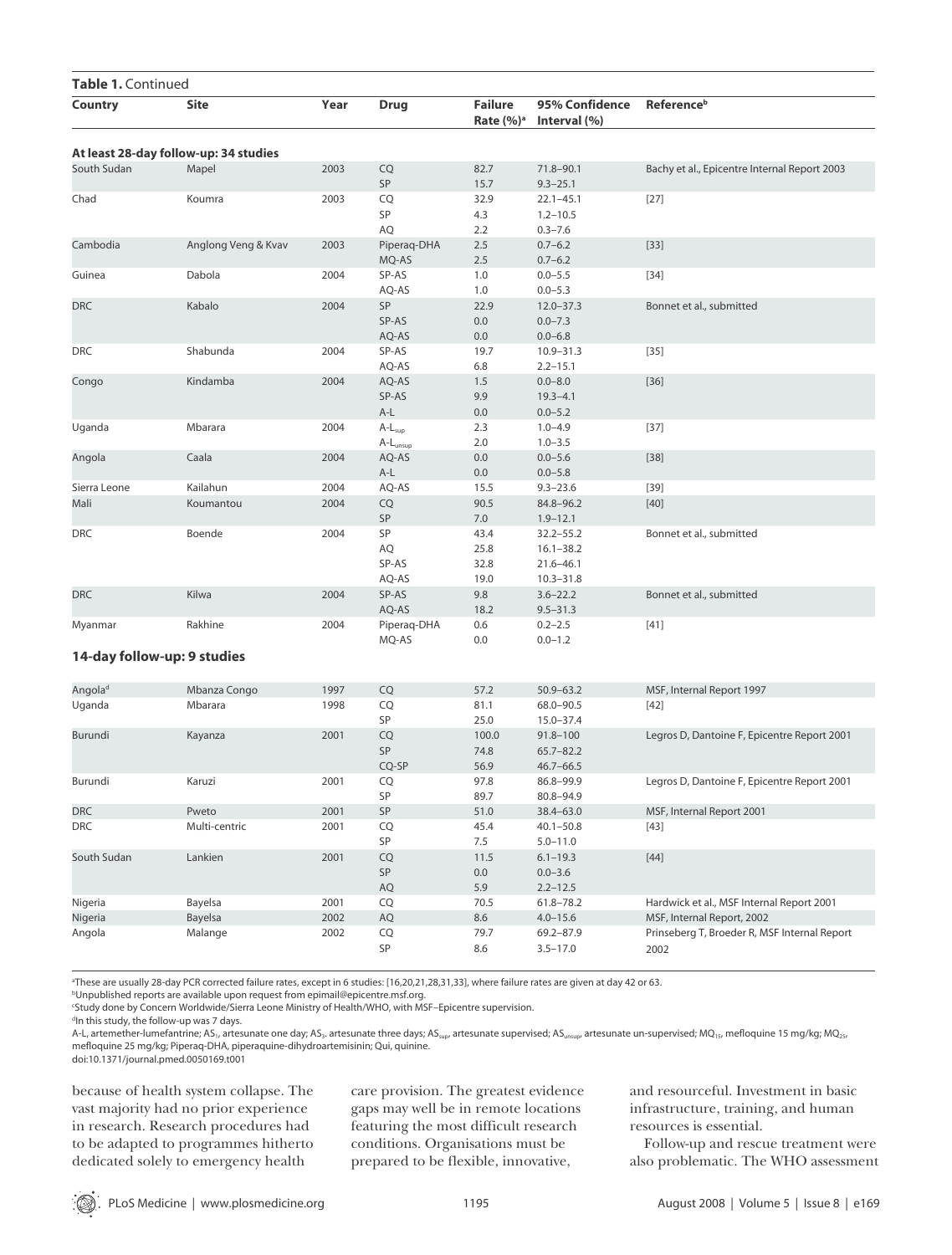**Table 1.** Continued

| Country | Site | Year | Drug | Failure Rate (%)[a] | 95% Confidence Interval (%) | Reference[b] |
|---|---|---|---|---|---|---|
| **At least 28-day follow-up: 34 studies** | | | | | | |
| South Sudan | Mapel | 2003 | CQ | 82.7 | 71.8–90.1 | Bachy et al., Epicentre Internal Report 2003 |
| | | | SP | 15.7 | 9.3–25.1 | |
| Chad | Koumra | 2003 | CQ | 32.9 | 22.1–45.1 | [27] |
| | | | SP | 4.3 | 1.2–10.5 | |
| | | | AQ | 2.2 | 0.3–7.6 | |
| Cambodia | Anglong Veng & Kvav | 2003 | Piperaq-DHA | 2.5 | 0.7–6.2 | [33] |
| | | | MQ-AS | 2.5 | 0.7–6.2 | |
| Guinea | Dabola | 2004 | SP-AS | 1.0 | 0.0–5.5 | [34] |
| | | | AQ-AS | 1.0 | 0.0–5.3 | |
| DRC | Kabalo | 2004 | SP | 22.9 | 12.0–37.3 | Bonnet et al., submitted |
| | | | SP-AS | 0.0 | 0.0–7.3 | |
| | | | AQ-AS | 0.0 | 0.0–6.8 | |
| DRC | Shabunda | 2004 | SP-AS | 19.7 | 10.9–31.3 | [35] |
| | | | AQ-AS | 6.8 | 2.2–15.1 | |
| Congo | Kindamba | 2004 | AQ-AS | 1.5 | 0.0–8.0 | [36] |
| | | | SP-AS | 9.9 | 19.3–4.1 | |
| | | | A-L | 0.0 | 0.0–5.2 | |
| Uganda | Mbarara | 2004 | $A\text{-}L_{sup}$ | 2.3 | 1.0–4.9 | [37] |
| | | | $A\text{-}L_{unsup}$ | 2.0 | 1.0–3.5 | |
| Angola | Caala | 2004 | AQ-AS | 0.0 | 0.0–5.6 | [38] |
| | | | A-L | 0.0 | 0.0–5.8 | |
| Sierra Leone | Kailahun | 2004 | AQ-AS | 15.5 | 9.3–23.6 | [39] |
| Mali | Koumantou | 2004 | CQ | 90.5 | 84.8–96.2 | [40] |
| | | | SP | 7.0 | 1.9–12.1 | |
| DRC | Boende | 2004 | SP | 43.4 | 32.2–55.2 | Bonnet et al., submitted |
| | | | AQ | 25.8 | 16.1–38.2 | |
| | | | SP-AS | 32.8 | 21.6–46.1 | |
| | | | AQ-AS | 19.0 | 10.3–31.8 | |
| DRC | Kilwa | 2004 | SP-AS | 9.8 | 3.6–22.2 | Bonnet et al., submitted |
| | | | AQ-AS | 18.2 | 9.5–31.3 | |
| Myanmar | Rakhine | 2004 | Piperaq-DHA | 0.6 | 0.2–2.5 | [41] |
| | | | MQ-AS | 0.0 | 0.0–1.2 | |
| **14-day follow-up: 9 studies** | | | | | | |
| Angola[d] | Mbanza Congo | 1997 | CQ | 57.2 | 50.9–63.2 | MSF, Internal Report 1997 |
| Uganda | Mbarara | 1998 | CQ | 81.1 | 68.0–90.5 | [42] |
| | | | SP | 25.0 | 15.0–37.4 | |
| Burundi | Kayanza | 2001 | CQ | 100.0 | 91.8–100 | Legros D, Dantoine F, Epicentre Report 2001 |
| | | | SP | 74.8 | 65.7–82.2 | |
| | | | CQ-SP | 56.9 | 46.7–66.5 | |
| Burundi | Karuzi | 2001 | CQ | 97.8 | 86.8–99.9 | Legros D, Dantoine F, Epicentre Report 2001 |
| | | | SP | 89.7 | 80.8–94.9 | |
| DRC | Pweto | 2001 | SP | 51.0 | 38.4–63.0 | MSF, Internal Report 2001 |
| DRC | Multi-centric | 2001 | CQ | 45.4 | 40.1–50.8 | [43] |
| | | | SP | 7.5 | 5.0–11.0 | |
| South Sudan | Lankien | 2001 | CQ | 11.5 | 6.1–19.3 | [44] |
| | | | SP | 0.0 | 0.0–3.6 | |
| | | | AQ | 5.9 | 2.2–12.5 | |
| Nigeria | Bayelsa | 2001 | CQ | 70.5 | 61.8–78.2 | Hardwick et al., MSF Internal Report 2001 |
| Nigeria | Bayelsa | 2002 | AQ | 8.6 | 4.0–15.6 | MSF, Internal Report, 2002 |
| Angola | Malange | 2002 | CQ | 79.7 | 69.2–87.9 | Prinseberg T, Broeder R, MSF Internal Report 2002 |
| | | | SP | 8.6 | 3.5–17.0 | |

[a]These are usually 28-day PCR corrected failure rates, except in 6 studies: [16,20,21,28,31,33], where failure rates are given at day 42 or 63.
[b]Unpublished reports are available upon request from epimail@epicentre.msf.org.
[c]Study done by Concern Worldwide/Sierra Leone Ministry of Health/WHO, with MSF–Epicentre supervision.
[d]In this study, the follow-up was 7 days.
A-L, artemether-lumefantrine; $AS_1$, artesunate one day; $AS_3$, artesunate three days; $AS_{sup}$, artesunate supervised; $AS_{unsup}$, artesunate un-supervised; $MQ_{15}$, mefloquine 15 mg/kg; $MQ_{25}$, mefloquine 25 mg/kg; Piperaq-DHA, piperaquine-dihydroartemisinin; Qui, quinine.
doi:10.1371/journal.pmed.0050169.t001

because of health system collapse. The vast majority had no prior experience in research. Research procedures had to be adapted to programmes hitherto dedicated solely to emergency health care provision. The greatest evidence gaps may well be in remote locations featuring the most difficult research conditions. Organisations must be prepared to be flexible, innovative, and resourceful. Investment in basic infrastructure, training, and human resources is essential.

Follow-up and rescue treatment were also problematic. The WHO assessment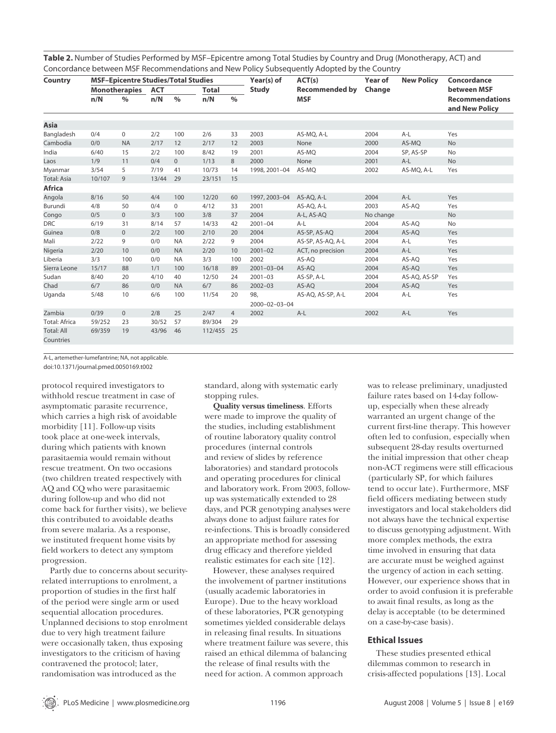**Table 2.** Number of Studies Performed by MSF–Epicentre among Total Studies by Country and Drug (Monotherapy, ACT) and Concordance between MSF Recommendations and New Policy Subsequently Adopted by the Country

| Country | MSF–Epicentre Studies/Total Studies | | | | | | Year(s) of Study | ACT(s) Recommended by MSF | Year of Change | New Policy | Concordance between MSF Recommendations and New Policy |
|---|---|---|---|---|---|---|---|---|---|---|---|
| | Monotherapies | | ACT | | Total | | | | | | |
| | n/N | % | n/N | % | n/N | % | | | | | |
| **Asia** | | | | | | | | | | | |
| Bangladesh | 0/4 | 0 | 2/2 | 100 | 2/6 | 33 | 2003 | AS-MQ, A-L | 2004 | A-L | Yes |
| Cambodia | 0/0 | NA | 2/17 | 12 | 2/17 | 12 | 2003 | None | 2000 | AS-MQ | No |
| India | 6/40 | 15 | 2/2 | 100 | 8/42 | 19 | 2001 | AS-MQ | 2004 | SP, AS-SP | No |
| Laos | 1/9 | 11 | 0/4 | 0 | 1/13 | 8 | 2000 | None | 2001 | A-L | No |
| Myanmar | 3/54 | 5 | 7/19 | 41 | 10/73 | 14 | 1998, 2001–04 | AS-MQ | 2002 | AS-MQ, A-L | Yes |
| Total: Asia | 10/107 | 9 | 13/44 | 29 | 23/151 | 15 | | | | | |
| **Africa** | | | | | | | | | | | |
| Angola | 8/16 | 50 | 4/4 | 100 | 12/20 | 60 | 1997, 2003–04 | AS-AQ, A-L | 2004 | A-L | Yes |
| Burundi | 4/8 | 50 | 0/4 | 0 | 4/12 | 33 | 2001 | AS-AQ, A-L | 2003 | AS-AQ | Yes |
| Congo | 0/5 | 0 | 3/3 | 100 | 3/8 | 37 | 2004 | A-L, AS-AQ | No change | | No |
| DRC | 6/19 | 31 | 8/14 | 57 | 14/33 | 42 | 2001–04 | A-L | 2004 | AS-AQ | No |
| Guinea | 0/8 | 0 | 2/2 | 100 | 2/10 | 20 | 2004 | AS-SP, AS-AQ | 2004 | AS-AQ | Yes |
| Mali | 2/22 | 9 | 0/0 | NA | 2/22 | 9 | 2004 | AS-SP, AS-AQ, A-L | 2004 | A-L | Yes |
| Nigeria | 2/20 | 10 | 0/0 | NA | 2/20 | 10 | 2001–02 | ACT, no precision | 2004 | A-L | Yes |
| Liberia | 3/3 | 100 | 0/0 | NA | 3/3 | 100 | 2002 | AS-AQ | 2004 | AS-AQ | Yes |
| Sierra Leone | 15/17 | 88 | 1/1 | 100 | 16/18 | 89 | 2001–03–04 | AS-AQ | 2004 | AS-AQ | Yes |
| Sudan | 8/40 | 20 | 4/10 | 40 | 12/50 | 24 | 2001–03 | AS-SP, A-L | 2004 | AS-AQ, AS-SP | Yes |
| Chad | 6/7 | 86 | 0/0 | NA | 6/7 | 86 | 2002–03 | AS-AQ | 2004 | AS-AQ | Yes |
| Uganda | 5/48 | 10 | 6/6 | 100 | 11/54 | 20 | 98, 2000–02–03–04 | AS-AQ, AS-SP, A-L | 2004 | A-L | Yes |
| Zambia | 0/39 | 0 | 2/8 | 25 | 2/47 | 4 | 2002 | A-L | 2002 | A-L | Yes |
| Total: Africa | 59/252 | 23 | 30/52 | 57 | 89/304 | 29 | | | | | |
| Total: All Countries | 69/359 | 19 | 43/96 | 46 | 112/455 | 25 | | | | | |

A-L, artemether-lumefantrine; NA, not applicable.
doi:10.1371/journal.pmed.0050169.t002

protocol required investigators to withhold rescue treatment in case of asymptomatic parasite recurrence, which carries a high risk of avoidable morbidity [11]. Follow-up visits took place at one-week intervals, during which patients with known parasitaemia would remain without rescue treatment. On two occasions (two children treated respectively with AQ and CQ who were parasitaemic during follow-up and who did not come back for further visits), we believe this contributed to avoidable deaths from severe malaria. As a response, we instituted frequent home visits by field workers to detect any symptom progression.

Partly due to concerns about security-related interruptions to enrolment, a proportion of studies in the first half of the period were single arm or used sequential allocation procedures. Unplanned decisions to stop enrolment due to very high treatment failure were occasionally taken, thus exposing investigators to the criticism of having contravened the protocol; later, randomisation was introduced as the standard, along with systematic early stopping rules.

**Quality versus timeliness**. Efforts were made to improve the quality of the studies, including establishment of routine laboratory quality control procedures (internal controls and review of slides by reference laboratories) and standard protocols and operating procedures for clinical and laboratory work. From 2003, follow-up was systematically extended to 28 days, and PCR genotyping analyses were always done to adjust failure rates for re-infections. This is broadly considered an appropriate method for assessing drug efficacy and therefore yielded realistic estimates for each site [12].

However, these analyses required the involvement of partner institutions (usually academic laboratories in Europe). Due to the heavy workload of these laboratories, PCR genotyping sometimes yielded considerable delays in releasing final results. In situations where treatment failure was severe, this raised an ethical dilemma of balancing the release of final results with the need for action. A common approach was to release preliminary, unadjusted failure rates based on 14-day follow-up, especially when these already warranted an urgent change of the current first-line therapy. This however often led to confusion, especially when subsequent 28-day results overturned the initial impression that other cheap non-ACT regimens were still efficacious (particularly SP, for which failures tend to occur late). Furthermore, MSF field officers mediating between study investigators and local stakeholders did not always have the technical expertise to discuss genotyping adjustment. With more complex methods, the extra time involved in ensuring that data are accurate must be weighed against the urgency of action in each setting. However, our experience shows that in order to avoid confusion it is preferable to await final results, as long as the delay is acceptable (to be determined on a case-by-case basis).

## Ethical Issues

These studies presented ethical dilemmas common to research in crisis-affected populations [13]. Local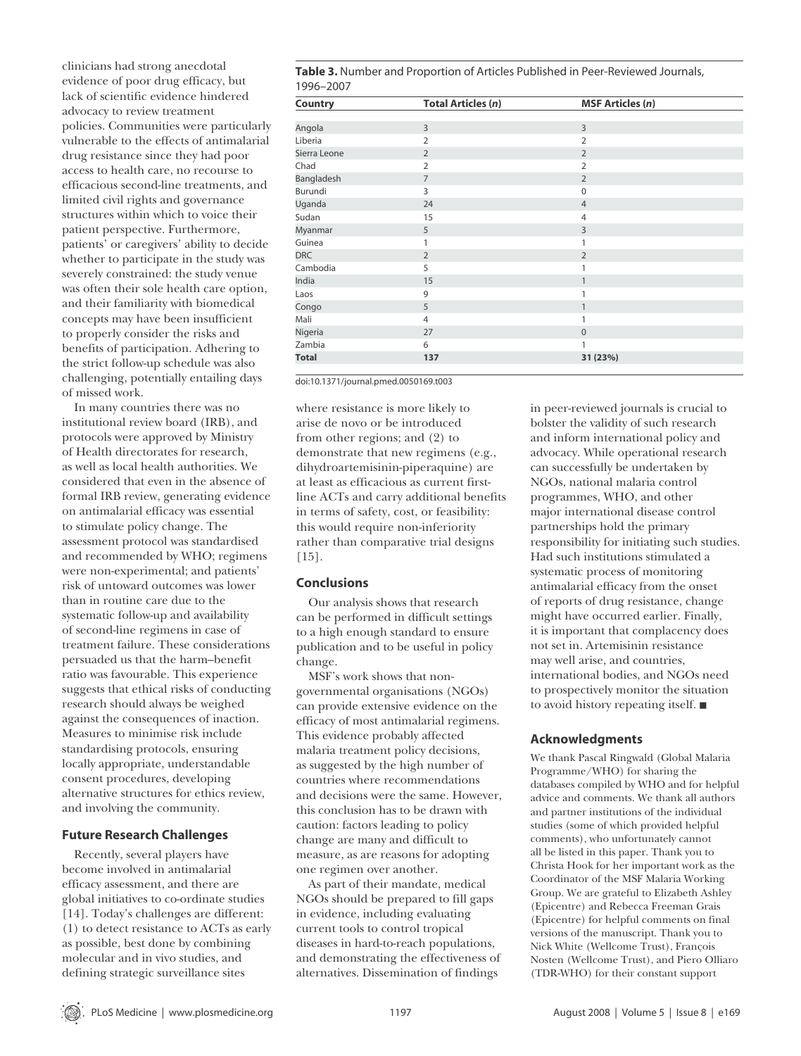clinicians had strong anecdotal evidence of poor drug efficacy, but lack of scientific evidence hindered advocacy to review treatment policies. Communities were particularly vulnerable to the effects of antimalarial drug resistance since they had poor access to health care, no recourse to efficacious second-line treatments, and limited civil rights and governance structures within which to voice their patient perspective. Furthermore, patients' or caregivers' ability to decide whether to participate in the study was severely constrained: the study venue was often their sole health care option, and their familiarity with biomedical concepts may have been insufficient to properly consider the risks and benefits of participation. Adhering to the strict follow-up schedule was also challenging, potentially entailing days of missed work.

In many countries there was no institutional review board (IRB), and protocols were approved by Ministry of Health directorates for research, as well as local health authorities. We considered that even in the absence of formal IRB review, generating evidence on antimalarial efficacy was essential to stimulate policy change. The assessment protocol was standardised and recommended by WHO; regimens were non-experimental; and patients' risk of untoward outcomes was lower than in routine care due to the systematic follow-up and availability of second-line regimens in case of treatment failure. These considerations persuaded us that the harm–benefit ratio was favourable. This experience suggests that ethical risks of conducting research should always be weighed against the consequences of inaction. Measures to minimise risk include standardising protocols, ensuring locally appropriate, understandable consent procedures, developing alternative structures for ethics review, and involving the community.

## Future Research Challenges

Recently, several players have become involved in antimalarial efficacy assessment, and there are global initiatives to co-ordinate studies [14]. Today's challenges are different: (1) to detect resistance to ACTs as early as possible, best done by combining molecular and in vivo studies, and defining strategic surveillance sites where resistance is more likely to arise de novo or be introduced from other regions; and (2) to demonstrate that new regimens (e.g., dihydroartemisinin-piperaquine) are at least as efficacious as current first-line ACTs and carry additional benefits in terms of safety, cost, or feasibility: this would require non-inferiority rather than comparative trial designs [15].

**Table 3.** Number and Proportion of Articles Published in Peer-Reviewed Journals, 1996–2007

| Country | Total Articles (*n*) | MSF Articles (*n*) |
|---|---|---|
| Angola | 3 | 3 |
| Liberia | 2 | 2 |
| Sierra Leone | 2 | 2 |
| Chad | 2 | 2 |
| Bangladesh | 7 | 2 |
| Burundi | 3 | 0 |
| Uganda | 24 | 4 |
| Sudan | 15 | 4 |
| Myanmar | 5 | 3 |
| Guinea | 1 | 1 |
| DRC | 2 | 2 |
| Cambodia | 5 | 1 |
| India | 15 | 1 |
| Laos | 9 | 1 |
| Congo | 5 | 1 |
| Mali | 4 | 1 |
| Nigeria | 27 | 0 |
| Zambia | 6 | 1 |
| **Total** | **137** | **31 (23%)** |

doi:10.1371/journal.pmed.0050169.t003

## Conclusions

Our analysis shows that research can be performed in difficult settings to a high enough standard to ensure publication and to be useful in policy change.

MSF's work shows that non-governmental organisations (NGOs) can provide extensive evidence on the efficacy of most antimalarial regimens. This evidence probably affected malaria treatment policy decisions, as suggested by the high number of countries where recommendations and decisions were the same. However, this conclusion has to be drawn with caution: factors leading to policy change are many and difficult to measure, as are reasons for adopting one regimen over another.

As part of their mandate, medical NGOs should be prepared to fill gaps in evidence, including evaluating current tools to control tropical diseases in hard-to-reach populations, and demonstrating the effectiveness of alternatives. Dissemination of findings in peer-reviewed journals is crucial to bolster the validity of such research and inform international policy and advocacy. While operational research can successfully be undertaken by NGOs, national malaria control programmes, WHO, and other major international disease control partnerships hold the primary responsibility for initiating such studies. Had such institutions stimulated a systematic process of monitoring antimalarial efficacy from the onset of reports of drug resistance, change might have occurred earlier. Finally, it is important that complacency does not set in. Artemisinin resistance may well arise, and countries, international bodies, and NGOs need to prospectively monitor the situation to avoid history repeating itself. ■

## Acknowledgments

We thank Pascal Ringwald (Global Malaria Programme/WHO) for sharing the databases compiled by WHO and for helpful advice and comments. We thank all authors and partner institutions of the individual studies (some of which provided helpful comments), who unfortunately cannot all be listed in this paper. Thank you to Christa Hook for her important work as the Coordinator of the MSF Malaria Working Group. We are grateful to Elizabeth Ashley (Epicentre) and Rebecca Freeman Grais (Epicentre) for helpful comments on final versions of the manuscript. Thank you to Nick White (Wellcome Trust), François Nosten (Wellcome Trust), and Piero Olliaro (TDR-WHO) for their constant support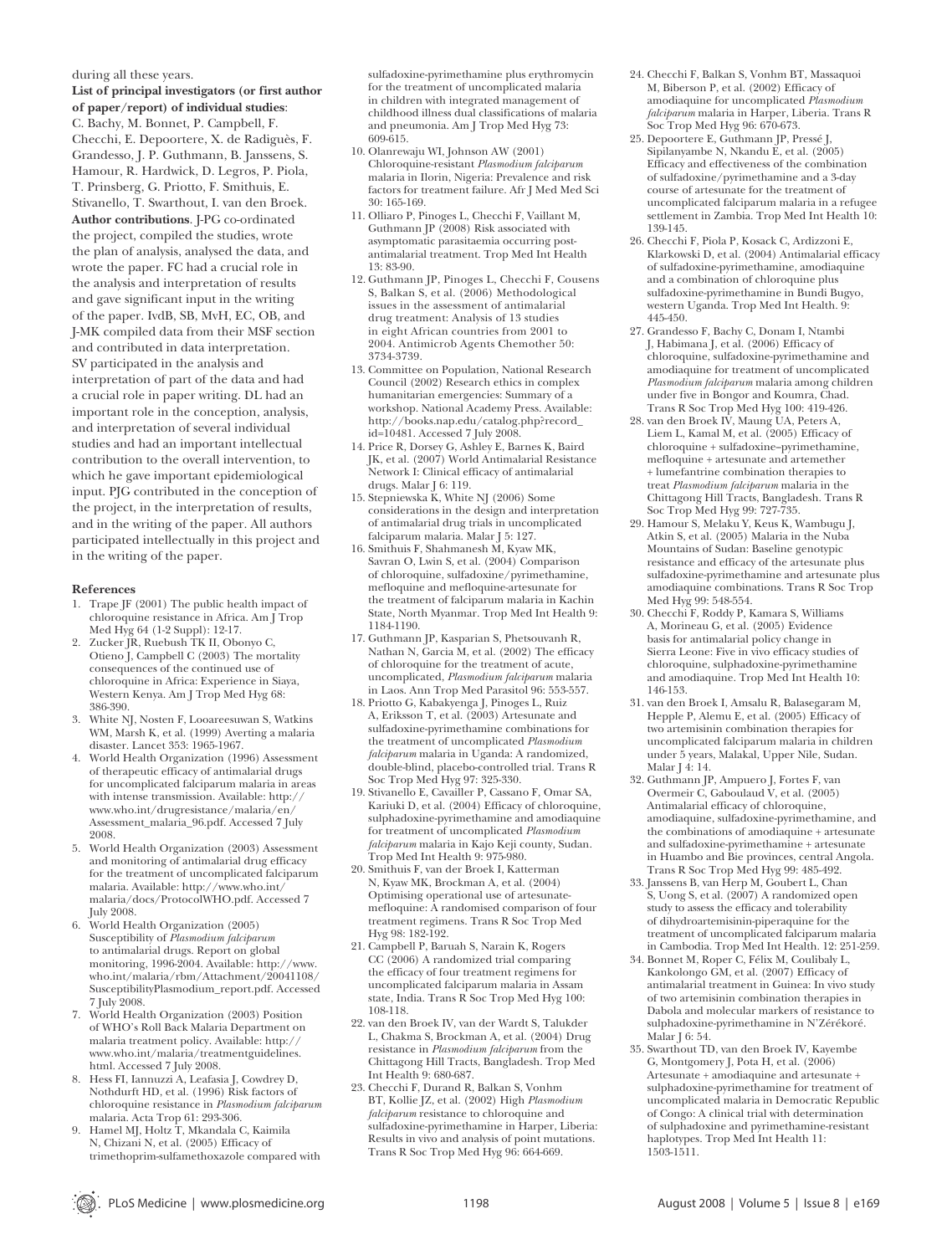during all these years.

**List of principal investigators (or first author of paper/report) of individual studies**: C. Bachy, M. Bonnet, P. Campbell, F. Checchi, E. Depoortere, X. de Radiguès, F. Grandesso, J. P. Guthmann, B. Janssens, S. Hamour, R. Hardwick, D. Legros, P. Piola, T. Prinsberg, G. Priotto, F. Smithuis, E. Stivanello, T. Swarthout, I. van den Broek.

**Author contributions**. J-PG co-ordinated the project, compiled the studies, wrote the plan of analysis, analysed the data, and wrote the paper. FC had a crucial role in the analysis and interpretation of results and gave significant input in the writing of the paper. IvdB, SB, MvH, EC, OB, and J-MK compiled data from their MSF section and contributed in data interpretation. SV participated in the analysis and interpretation of part of the data and had a crucial role in paper writing. DL had an important role in the conception, analysis, and interpretation of several individual studies and had an important intellectual contribution to the overall intervention, to which he gave important epidemiological input. PJG contributed in the conception of the project, in the interpretation of results, and in the writing of the paper. All authors participated intellectually in this project and in the writing of the paper.

#### References

1. Trape JF (2001) The public health impact of chloroquine resistance in Africa. Am J Trop Med Hyg 64 (1-2 Suppl): 12-17.
2. Zucker JR, Ruebush TK II, Obonyo C, Otieno J, Campbell C (2003) The mortality consequences of the continued use of chloroquine in Africa: Experience in Siaya, Western Kenya. Am J Trop Med Hyg 68: 386-390.
3. White NJ, Nosten F, Looareesuwan S, Watkins WM, Marsh K, et al. (1999) Averting a malaria disaster. Lancet 353: 1965-1967.
4. World Health Organization (1996) Assessment of therapeutic efficacy of antimalarial drugs for uncomplicated falciparum malaria in areas with intense transmission. Available: http://www.who.int/drugresistance/malaria/en/Assessment_malaria_96.pdf. Accessed 7 July 2008.
5. World Health Organization (2003) Assessment and monitoring of antimalarial drug efficacy for the treatment of uncomplicated falciparum malaria. Available: http://www.who.int/malaria/docs/ProtocolWHO.pdf. Accessed 7 July 2008.
6. World Health Organization (2005) Susceptibility of *Plasmodium falciparum* to antimalarial drugs. Report on global monitoring, 1996-2004. Available: http://www.who.int/malaria/rbm/Attachment/20041108/SusceptibilityPlasmodium_report.pdf. Accessed 7 July 2008.
7. World Health Organization (2003) Position of WHO's Roll Back Malaria Department on malaria treatment policy. Available: http://www.who.int/malaria/treatmentguidelines.html. Accessed 7 July 2008.
8. Hess FI, Iannuzzi A, Leafasia J, Cowdrey D, Nothdurft HD, et al. (1996) Risk factors of chloroquine resistance in *Plasmodium falciparum* malaria. Acta Trop 61: 293-306.
9. Hamel MJ, Holtz T, Mkandala C, Kaimila N, Chizani N, et al. (2005) Efficacy of trimethoprim-sulfamethoxazole compared with sulfadoxine-pyrimethamine plus erythromycin for the treatment of uncomplicated malaria in children with integrated management of childhood illness dual classifications of malaria and pneumonia. Am J Trop Med Hyg 73: 609-615.
10. Olanrewaju WI, Johnson AW (2001) Chloroquine-resistant *Plasmodium falciparum* malaria in Ilorin, Nigeria: Prevalence and risk factors for treatment failure. Afr J Med Med Sci 30: 165-169.
11. Olliaro P, Pinoges L, Checchi F, Vaillant M, Guthmann JP (2008) Risk associated with asymptomatic parasitaemia occurring post-antimalarial treatment. Trop Med Int Health 13: 83-90.
12. Guthmann JP, Pinoges L, Checchi F, Cousens S, Balkan S, et al. (2006) Methodological issues in the assessment of antimalarial drug treatment: Analysis of 13 studies in eight African countries from 2001 to 2004. Antimicrob Agents Chemother 50: 3734-3739.
13. Committee on Population, National Research Council (2002) Research ethics in complex humanitarian emergencies: Summary of a workshop. National Academy Press. Available: http://books.nap.edu/catalog.php?record_id=10481. Accessed 7 July 2008.
14. Price R, Dorsey G, Ashley E, Barnes K, Baird JK, et al. (2007) World Antimalarial Resistance Network I: Clinical efficacy of antimalarial drugs. Malar J 6: 119.
15. Stepniewska K, White NJ (2006) Some considerations in the design and interpretation of antimalarial drug trials in uncomplicated falciparum malaria. Malar J 5: 127.
16. Smithuis F, Shahmanesh M, Kyaw MK, Savran O, Lwin S, et al. (2004) Comparison of chloroquine, sulfadoxine/pyrimethamine, mefloquine and mefloquine-artesunate for the treatment of falciparum malaria in Kachin State, North Myanmar. Trop Med Int Health 9: 1184-1190.
17. Guthmann JP, Kasparian S, Phetsouvanh R, Nathan N, Garcia M, et al. (2002) The efficacy of chloroquine for the treatment of acute, uncomplicated, *Plasmodium falciparum* malaria in Laos. Ann Trop Med Parasitol 96: 553-557.
18. Priotto G, Kabakyenga J, Pinoges L, Ruiz A, Eriksson T, et al. (2003) Artesunate and sulfadoxine-pyrimethamine combinations for the treatment of uncomplicated *Plasmodium falciparum* malaria in Uganda: A randomized, double-blind, placebo-controlled trial. Trans R Soc Trop Med Hyg 97: 325-330.
19. Stivanello E, Cavailler P, Cassano F, Omar SA, Kariuki D, et al. (2004) Efficacy of chloroquine, sulphadoxine-pyrimethamine and amodiaquine for treatment of uncomplicated *Plasmodium falciparum* malaria in Kajo Keji county, Sudan. Trop Med Int Health 9: 975-980.
20. Smithuis F, van der Broek I, Katterman N, Kyaw MK, Brockman A, et al. (2004) Optimising operational use of artesunate-mefloquine: A randomised comparison of four treatment regimens. Trans R Soc Trop Med Hyg 98: 182-192.
21. Campbell P, Baruah S, Narain K, Rogers CC (2006) A randomized trial comparing the efficacy of four treatment regimens for uncomplicated falciparum malaria in Assam state, India. Trans R Soc Trop Med Hyg 100: 108-118.
22. van den Broek IV, van der Wardt S, Talukder L, Chakma S, Brockman A, et al. (2004) Drug resistance in *Plasmodium falciparum* from the Chittagong Hill Tracts, Bangladesh. Trop Med Int Health 9: 680-687.
23. Checchi F, Durand R, Balkan S, Vonhm BT, Kollie JZ, et al. (2002) High *Plasmodium falciparum* resistance to chloroquine and sulfadoxine-pyrimethamine in Harper, Liberia: Results in vivo and analysis of point mutations. Trans R Soc Trop Med Hyg 96: 664-669.
24. Checchi F, Balkan S, Vonhm BT, Massaquoi M, Biberson P, et al. (2002) Efficacy of amodiaquine for uncomplicated *Plasmodium falciparum* malaria in Harper, Liberia. Trans R Soc Trop Med Hyg 96: 670-673.
25. Depoortere E, Guthmann JP, Pressé J, Sipilanyambe N, Nkandu E, et al. (2005) Efficacy and effectiveness of the combination of sulfadoxine/pyrimethamine and a 3-day course of artesunate for the treatment of uncomplicated falciparum malaria in a refugee settlement in Zambia. Trop Med Int Health 10: 139-145.
26. Checchi F, Piola P, Kosack C, Ardizzoni E, Klarkowski D, et al. (2004) Antimalarial efficacy of sulfadoxine-pyrimethamine, amodiaquine and a combination of chloroquine plus sulfadoxine-pyrimethamine in Bundi Bugyo, western Uganda. Trop Med Int Health. 9: 445-450.
27. Grandesso F, Bachy C, Donam I, Ntambi J, Habimana J, et al. (2006) Efficacy of chloroquine, sulfadoxine-pyrimethamine and amodiaquine for treatment of uncomplicated *Plasmodium falciparum* malaria among children under five in Bongor and Koumra, Chad. Trans R Soc Trop Med Hyg 100: 419-426.
28. van den Broek IV, Maung UA, Peters A, Liem L, Kamal M, et al. (2005) Efficacy of chloroquine + sulfadoxine–pyrimethamine, mefloquine + artesunate and artemether + lumefantrine combination therapies to treat *Plasmodium falciparum* malaria in the Chittagong Hill Tracts, Bangladesh. Trans R Soc Trop Med Hyg 99: 727-735.
29. Hamour S, Melaku Y, Keus K, Wambugu J, Atkin S, et al. (2005) Malaria in the Nuba Mountains of Sudan: Baseline genotypic resistance and efficacy of the artesunate plus sulfadoxine-pyrimethamine and artesunate plus amodiaquine combinations. Trans R Soc Trop Med Hyg 99: 548-554.
30. Checchi F, Roddy P, Kamara S, Williams A, Morineau G, et al. (2005) Evidence basis for antimalarial policy change in Sierra Leone: Five in vivo efficacy studies of chloroquine, sulphadoxine-pyrimethamine and amodiaquine. Trop Med Int Health 10: 146-153.
31. van den Broek I, Amsalu R, Balasegaram M, Hepple P, Alemu E, et al. (2005) Efficacy of two artemisinin combination therapies for uncomplicated falciparum malaria in children under 5 years, Malakal, Upper Nile, Sudan. Malar J 4: 14.
32. Guthmann JP, Ampuero J, Fortes F, van Overmeir C, Gaboulaud V, et al. (2005) Antimalarial efficacy of chloroquine, amodiaquine, sulfadoxine-pyrimethamine, and the combinations of amodiaquine + artesunate and sulfadoxine-pyrimethamine + artesunate in Huambo and Bie provinces, central Angola. Trans R Soc Trop Med Hyg 99: 485-492.
33. Janssens B, van Herp M, Goubert L, Chan S, Uong S, et al. (2007) A randomized open study to assess the efficacy and tolerability of dihydroartemisinin-piperaquine for the treatment of uncomplicated falciparum malaria in Cambodia. Trop Med Int Health. 12: 251-259.
34. Bonnet M, Roper C, Félix M, Coulibaly L, Kankolongo GM, et al. (2007) Efficacy of antimalarial treatment in Guinea: In vivo study of two artemisinin combination therapies in Dabola and molecular markers of resistance to sulphadoxine-pyrimethamine in N'Zérékoré. Malar J 6: 54.
35. Swarthout TD, van den Broek IV, Kayembe G, Montgomery J, Pota H, et al. (2006) Artesunate + amodiaquine and artesunate + sulphadoxine-pyrimethamine for treatment of uncomplicated malaria in Democratic Republic of Congo: A clinical trial with determination of sulphadoxine and pyrimethamine-resistant haplotypes. Trop Med Int Health 11: 1503-1511.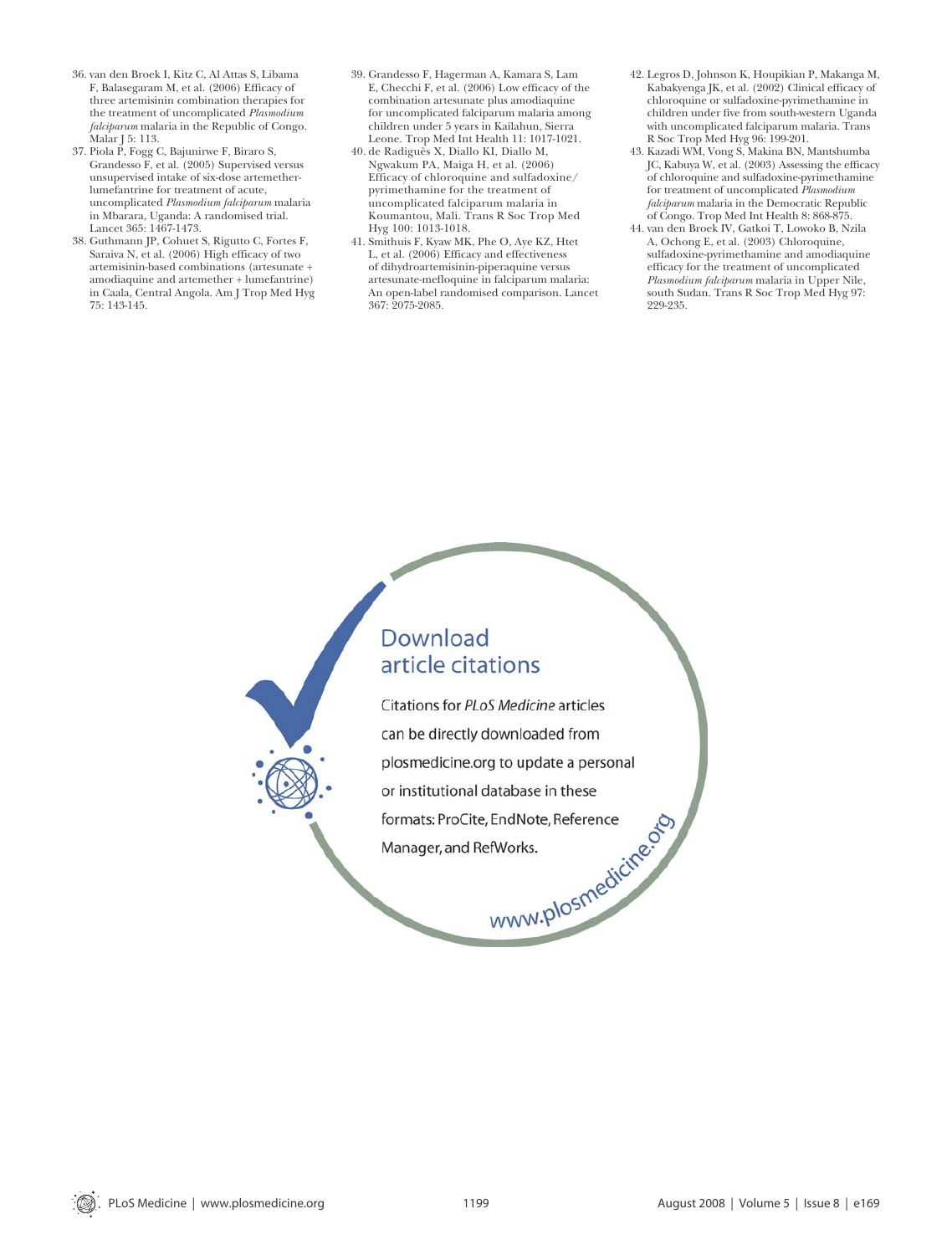36. van den Broek I, Kitz C, Al Attas S, Libama F, Balasegaram M, et al. (2006) Efficacy of three artemisinin combination therapies for the treatment of uncomplicated *Plasmodium falciparum* malaria in the Republic of Congo. Malar J 5: 113.
37. Piola P, Fogg C, Bajunirwe F, Biraro S, Grandesso F, et al. (2005) Supervised versus unsupervised intake of six-dose artemether-lumefantrine for treatment of acute, uncomplicated *Plasmodium falciparum* malaria in Mbarara, Uganda: A randomised trial. Lancet 365: 1467-1473.
38. Guthmann JP, Cohuet S, Rigutto C, Fortes F, Saraiva N, et al. (2006) High efficacy of two artemisinin-based combinations (artesunate + amodiaquine and artemether + lumefantrine) in Caala, Central Angola. Am J Trop Med Hyg 75: 143-145.
39. Grandesso F, Hagerman A, Kamara S, Lam E, Checchi F, et al. (2006) Low efficacy of the combination artesunate plus amodiaquine for uncomplicated falciparum malaria among children under 5 years in Kailahun, Sierra Leone. Trop Med Int Health 11: 1017-1021.
40. de Radiguès X, Diallo KI, Diallo M, Ngwakum PA, Maiga H, et al. (2006) Efficacy of chloroquine and sulfadoxine/pyrimethamine for the treatment of uncomplicated falciparum malaria in Koumantou, Mali. Trans R Soc Trop Med Hyg 100: 1013-1018.
41. Smithuis F, Kyaw MK, Phe O, Aye KZ, Htet L, et al. (2006) Efficacy and effectiveness of dihydroartemisinin-piperaquine versus artesunate-mefloquine in falciparum malaria: An open-label randomised comparison. Lancet 367: 2075-2085.
42. Legros D, Johnson K, Houpikian P, Makanga M, Kabakyenga JK, et al. (2002) Clinical efficacy of chloroquine or sulfadoxine-pyrimethamine in children under five from south-western Uganda with uncomplicated falciparum malaria. Trans R Soc Trop Med Hyg 96: 199-201.
43. Kazadi WM, Vong S, Makina BN, Mantshumba JC, Kabuya W, et al. (2003) Assessing the efficacy of chloroquine and sulfadoxine-pyrimethamine for treatment of uncomplicated *Plasmodium falciparum* malaria in the Democratic Republic of Congo. Trop Med Int Health 8: 868-875.
44. van den Broek IV, Gatkoi T, Lowoko B, Nzila A, Ochong E, et al. (2003) Chloroquine, sulfadoxine-pyrimethamine and amodiaquine efficacy for the treatment of uncomplicated *Plasmodium falciparum* malaria in Upper Nile, south Sudan. Trans R Soc Trop Med Hyg 97: 229-235.

Download article citations

Citations for *PLoS Medicine* articles can be directly downloaded from plosmedicine.org to update a personal or institutional database in these formats: ProCite, EndNote, Reference Manager, and RefWorks.

www.plosmedicine.org